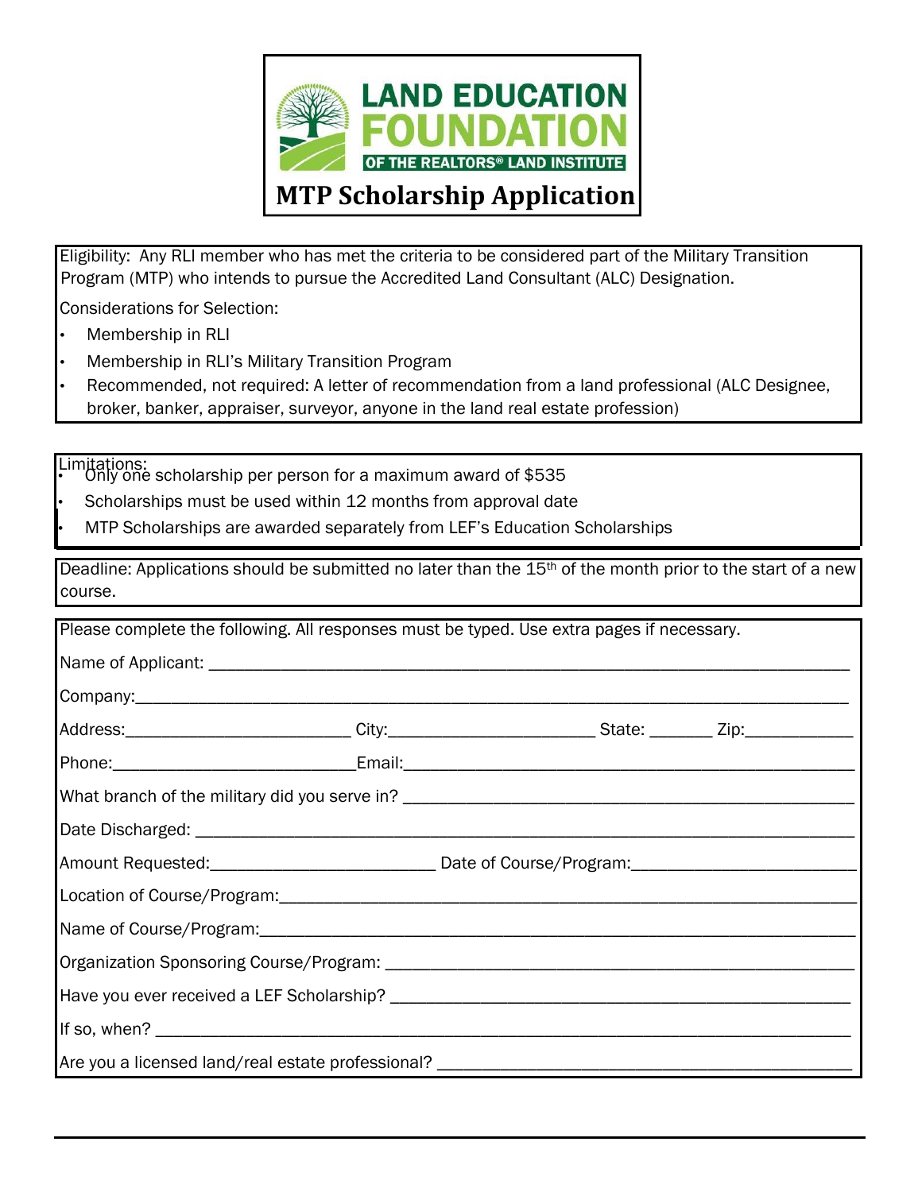# LAND EDUCATION FOUNDATION

OF THE REALTORS® LAND INSTITUTE

## MTP Scholarship Application

Eligibility: Any RLI member who has met the criteria to be considered part of the Military Transition Program (MTP) who intends to pursue the Accredited Land Consultant (ALC) Designation.

Considerations for Selection:

- Membership in RLI
- Membership in RLI's Military Transition Program
- Recommended, not required: A letter of recommendation from a land professional (ALC Designee, broker, banker, appraiser, surveyor, anyone in the land real estate profession)

Limitations:

- Only one scholarship per person for a maximum award of $535
- Scholarships must be used within 12 months from approval date
- MTP Scholarships are awarded separately from LEF's Education Scholarships

Deadline: Applications should be submitted no later than the 15th of the month prior to the start of a new course.

Please complete the following. All responses must be typed. Use extra pages if necessary.

Name of Applicant: ______________________________

Company: ______________________________

Address: ______________ City: ______________ State: _______ Zip: ___________

Phone: ______________ Email: ______________________________

What branch of the military did you serve in? ______________________________

Date Discharged: ______________________________

Amount Requested: ______________ Date of Course/Program: ______________

Location of Course/Program: ______________________________

Name of Course/Program: ______________________________

Organization Sponsoring Course/Program: ______________________________

Have you ever received a LEF Scholarship? ______________________________

If so, when? ______________________________

Are you a licensed land/real estate professional? ______________________________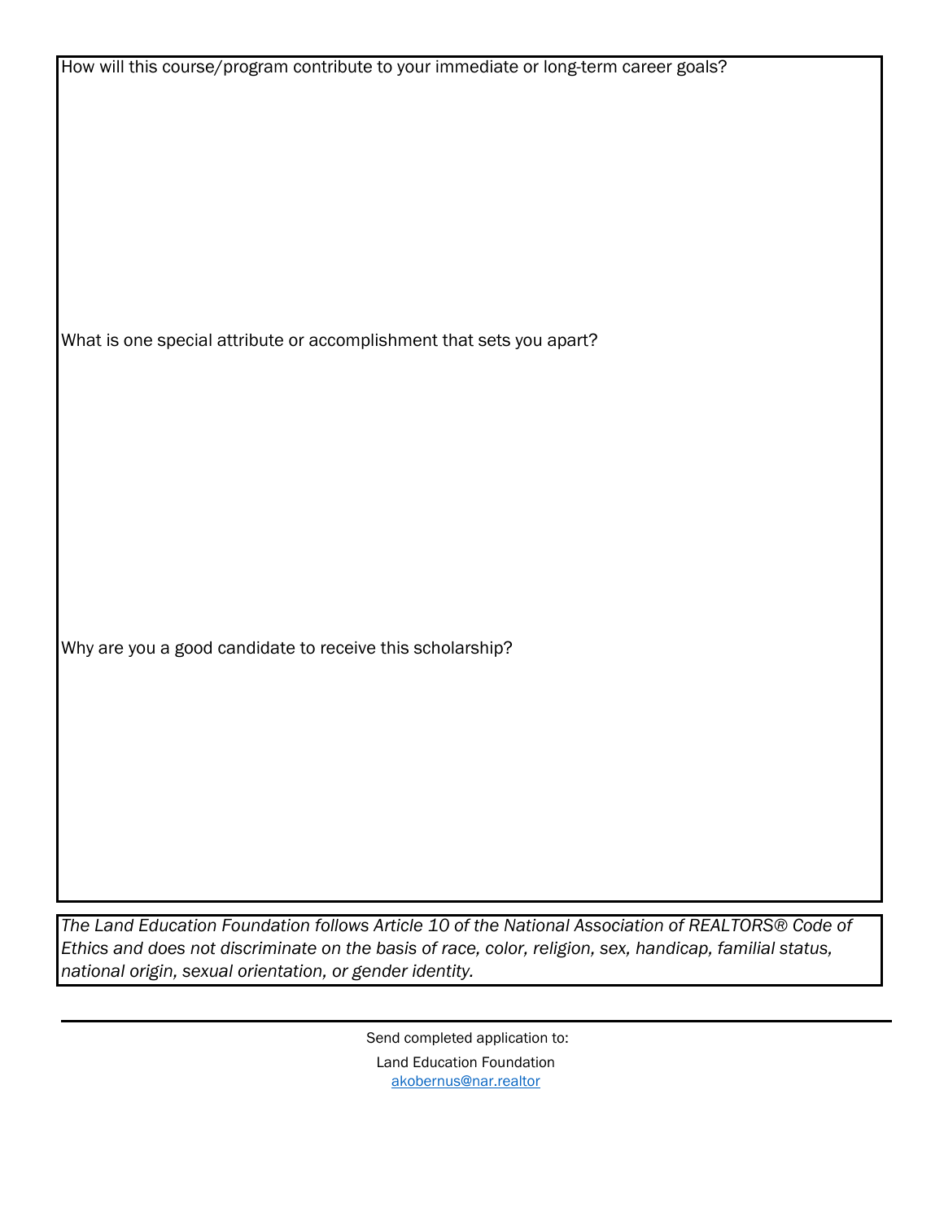How will this course/program contribute to your immediate or long-term career goals?

What is one special attribute or accomplishment that sets you apart?

Why are you a good candidate to receive this scholarship?

*The Land Education Foundation follows Article 10 of the National Association of REALTORS® Code of Ethics and does not discriminate on the basis of race, color, religion, sex, handicap, familial status, national origin, sexual orientation, or gender identity.*

---

Send completed application to:

Land Education Foundation
akobernus@nar.realtor